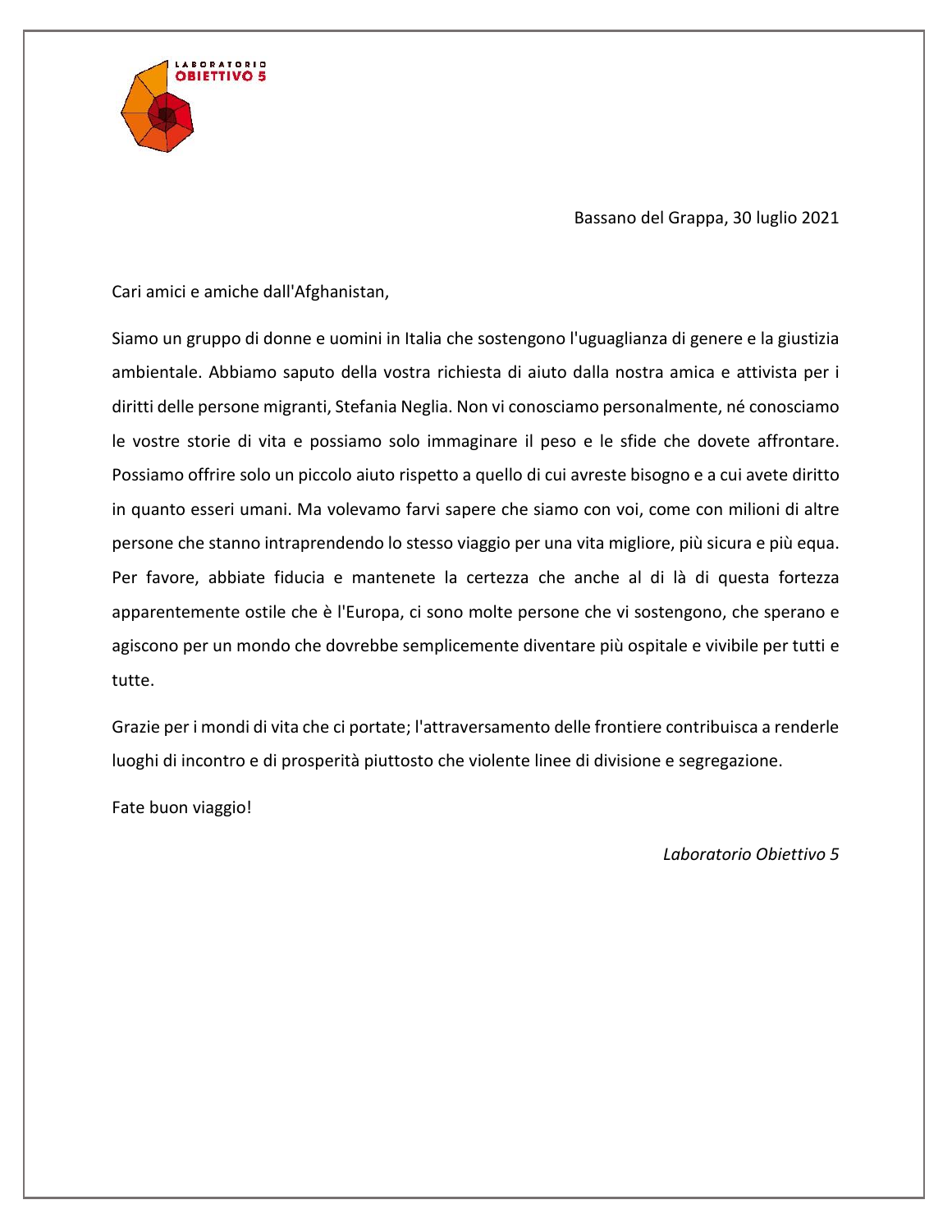LABORATORIO
OBIETTIVO 5

Bassano del Grappa, 30 luglio 2021

Cari amici e amiche dall'Afghanistan,

Siamo un gruppo di donne e uomini in Italia che sostengono l'uguaglianza di genere e la giustizia ambientale. Abbiamo saputo della vostra richiesta di aiuto dalla nostra amica e attivista per i diritti delle persone migranti, Stefania Neglia. Non vi conosciamo personalmente, né conosciamo le vostre storie di vita e possiamo solo immaginare il peso e le sfide che dovete affrontare. Possiamo offrire solo un piccolo aiuto rispetto a quello di cui avreste bisogno e a cui avete diritto in quanto esseri umani. Ma volevamo farvi sapere che siamo con voi, come con milioni di altre persone che stanno intraprendendo lo stesso viaggio per una vita migliore, più sicura e più equa. Per favore, abbiate fiducia e mantenete la certezza che anche al di là di questa fortezza apparentemente ostile che è l'Europa, ci sono molte persone che vi sostengono, che sperano e agiscono per un mondo che dovrebbe semplicemente diventare più ospitale e vivibile per tutti e tutte.

Grazie per i mondi di vita che ci portate; l'attraversamento delle frontiere contribuisca a renderle luoghi di incontro e di prosperità piuttosto che violente linee di divisione e segregazione.

Fate buon viaggio!

*Laboratorio Obiettivo 5*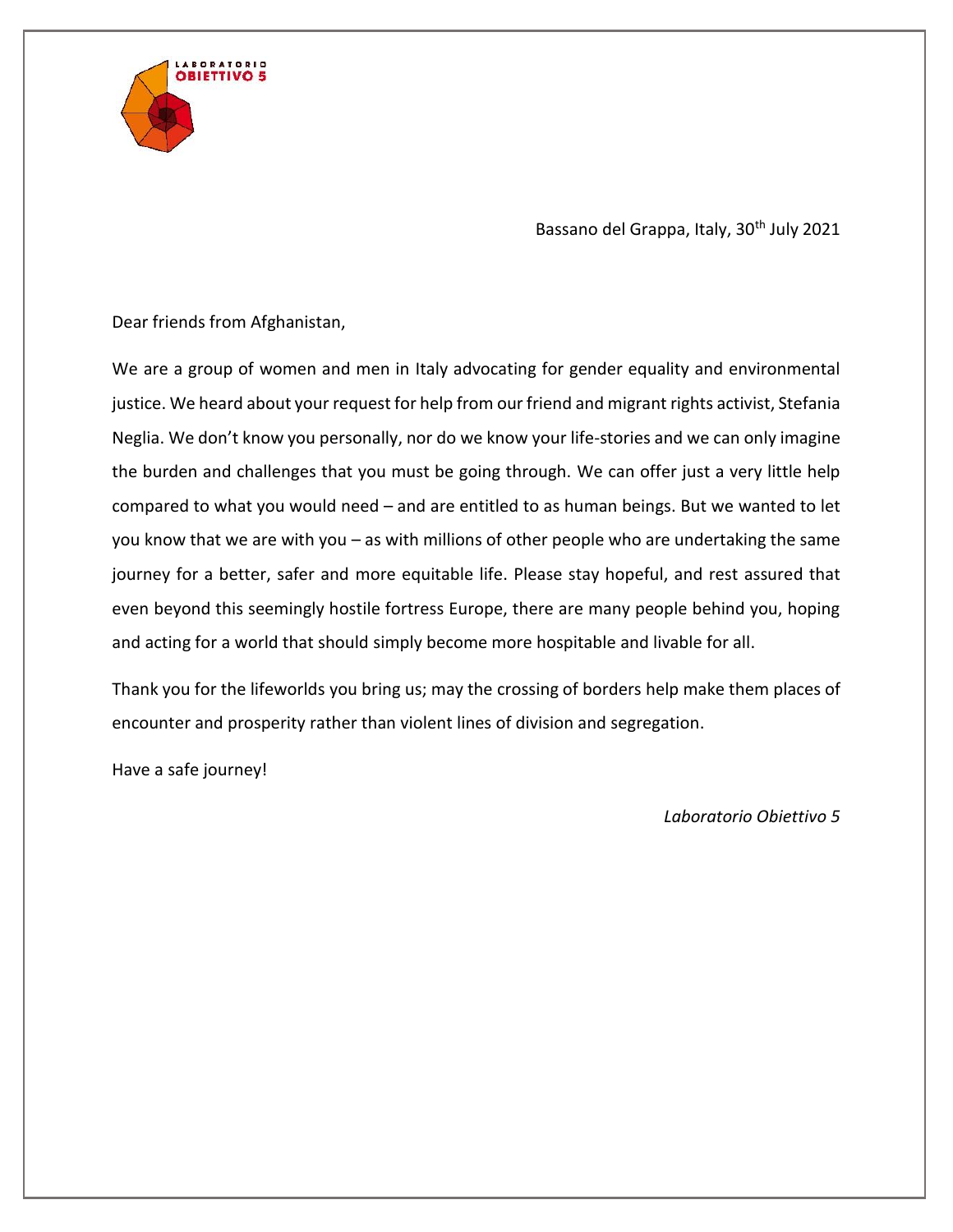LABORATORIO OBIETTIVO 5

Bassano del Grappa, Italy, 30th July 2021

Dear friends from Afghanistan,

We are a group of women and men in Italy advocating for gender equality and environmental justice. We heard about your request for help from our friend and migrant rights activist, Stefania Neglia. We don't know you personally, nor do we know your life-stories and we can only imagine the burden and challenges that you must be going through. We can offer just a very little help compared to what you would need – and are entitled to as human beings. But we wanted to let you know that we are with you – as with millions of other people who are undertaking the same journey for a better, safer and more equitable life. Please stay hopeful, and rest assured that even beyond this seemingly hostile fortress Europe, there are many people behind you, hoping and acting for a world that should simply become more hospitable and livable for all.

Thank you for the lifeworlds you bring us; may the crossing of borders help make them places of encounter and prosperity rather than violent lines of division and segregation.

Have a safe journey!

*Laboratorio Obiettivo 5*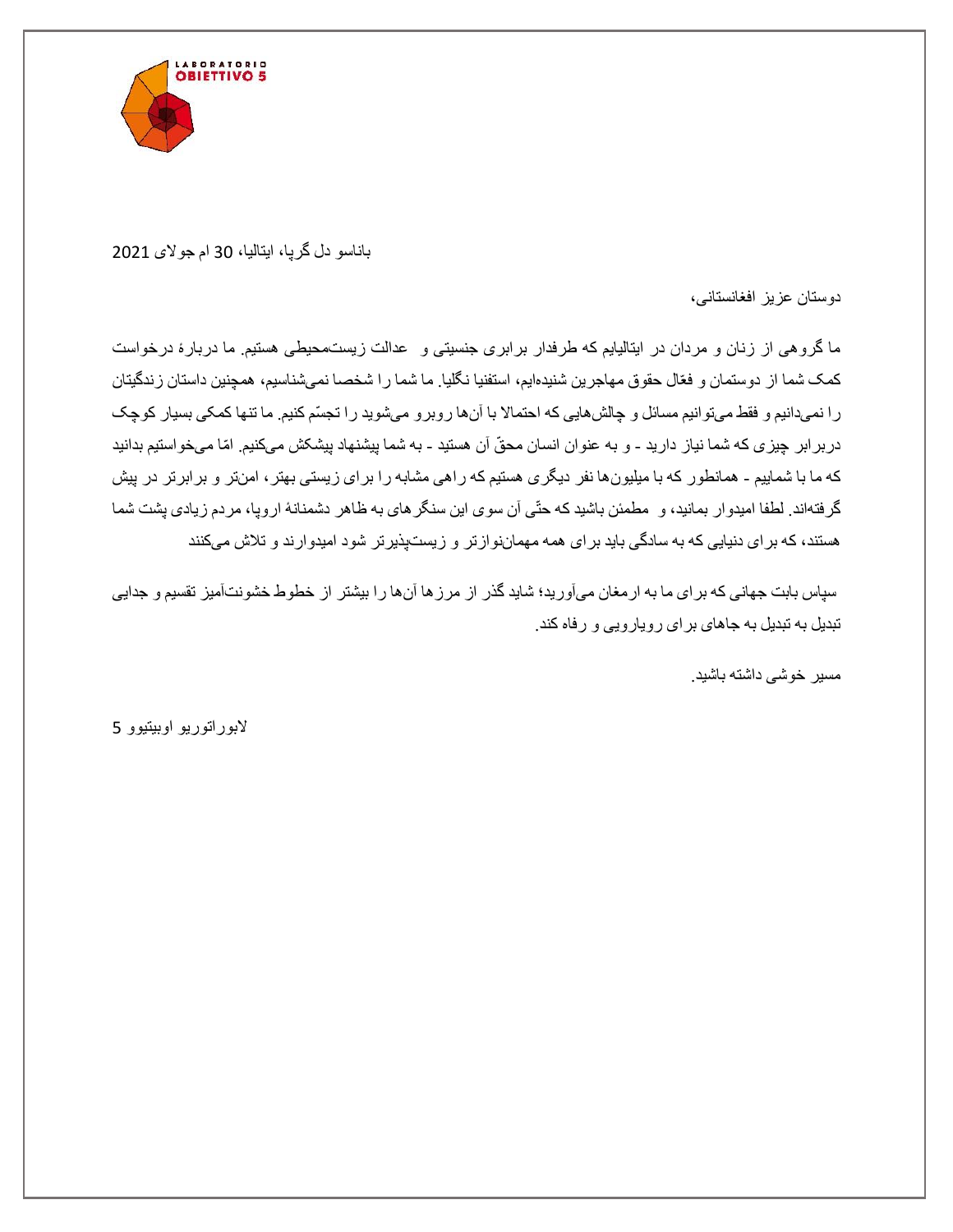LABORATORIO
OBIETTIVO 5

باناسو دل گرپا، ایتالیا، 30 ام جولای 2021

دوستان عزیز افغانستانی،

ما گروهی از زنان و مردان در ایتالیایم که طرفدار برابری جنسیتی و عدالت زیست‌محیطی هستیم. ما دربارهٔ درخواست کمک شما از دوستمان و فعّال حقوق مهاجرین شنیده‌ایم، استفنیا نگلیا. ما شما را شخصا نمی‌شناسیم، همچنین داستان زندگیتان را نمی‌دانیم و فقط می‌توانیم مسائل و چالش‌هایی که احتمالا با آن‌ها روبرو می‌شوید را تجسّم کنیم. ما تنها کمکی بسیار کوچک دربرابر چیزی که شما نیاز دارید - و به عنوان انسان محقّ آن هستید - به شما پیشنهاد پیشکش می‌کنیم. امّا می‌خواستیم بدانید که ما با شماییم - همانطور که با میلیون‌ها نفر دیگری هستیم که راهی مشابه را برای زیستی بهتر، امن‌تر و برابرتر در پیش گرفته‌اند. لطفا امیدوار بمانید، و مطمئن باشید که حتّی آن سوی این سنگرهای به ظاهر دشمنانهٔ اروپا، مردم زیادی پشت شما هستند، که برای دنیایی که به سادگی باید برای همه مهمان‌نوازتر و زیست‌پذیرتر شود امیدوارند و تلاش می‌کنند

سپاس بابت جهانی که برای ما به ارمغان می‌آورید؛ شاید گذر از مرزها آن‌ها را بیشتر از خطوط خشونت‌آمیز تقسیم و جدایی تبدیل به تبدیل به جاهای برای رویارویی و رفاه کند.

مسیر خوشی داشته باشید.

لابوراتوریو اوبیتیوو 5